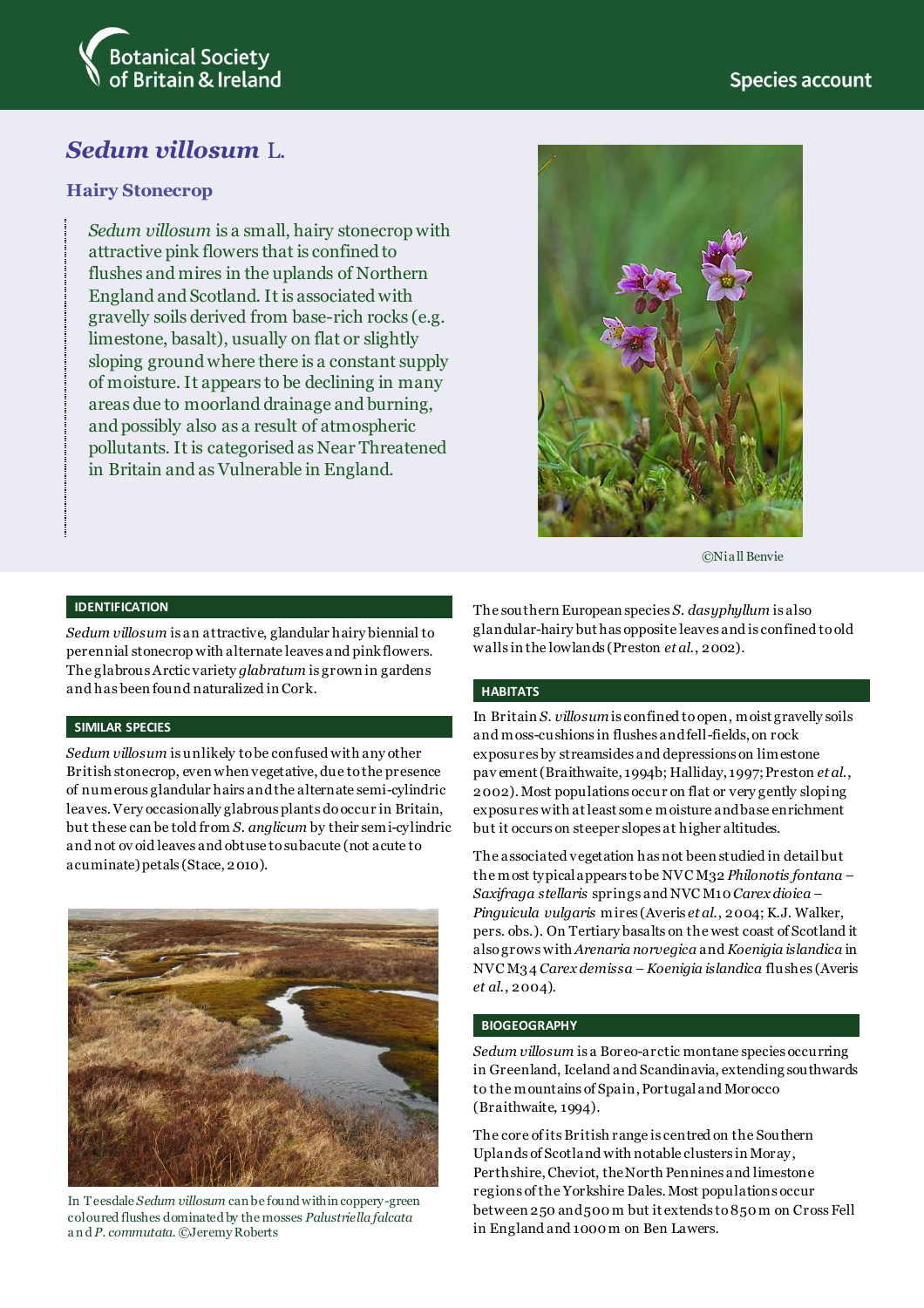Botanical Society of Britain & Ireland

Species account

# *Sedum villosum* L.

## Hairy Stonecrop

*Sedum villosum* is a small, hairy stonecrop with attractive pink flowers that is confined to flushes and mires in the uplands of Northern England and Scotland. It is associated with gravelly soils derived from base-rich rocks (e.g. limestone, basalt), usually on flat or slightly sloping ground where there is a constant supply of moisture. It appears to be declining in many areas due to moorland drainage and burning, and possibly also as a result of atmospheric pollutants. It is categorised as Near Threatened in Britain and as Vulnerable in England.

©Niall Benvie

### IDENTIFICATION

*Sedum villosum* is an attractive, glandular hairy biennial to perennial stonecrop with alternate leaves and pink flowers. The glabrous Arctic variety *glabratum* is grown in gardens and has been found naturalized in Cork.

### SIMILAR SPECIES

*Sedum villosum* is unlikely to be confused with any other British stonecrop, even when vegetative, due to the presence of numerous glandular hairs and the alternate semi-cylindric leaves. Very occasionally glabrous plants do occur in Britain, but these can be told from *S. anglicum* by their semi-cylindric and not ovoid leaves and obtuse to subacute (not acute to acuminate) petals (Stace, 2010).

In Teesdale *Sedum villosum* can be found within coppery-green coloured flushes dominated by the mosses *Palustriella falcata* and *P. commutata*. ©Jeremy Roberts

The southern European species *S. dasyphyllum* is also glandular-hairy but has opposite leaves and is confined to old walls in the lowlands (Preston *et al.*, 2002).

### HABITATS

In Britain *S. villosum* is confined to open, moist gravelly soils and moss-cushions in flushes and fell-fields, on rock exposures by streamsides and depressions on limestone pavement (Braithwaite, 1994b; Halliday, 1997; Preston *et al.*, 2002). Most populations occur on flat or very gently sloping exposures with at least some moisture and base enrichment but it occurs on steeper slopes at higher altitudes.

The associated vegetation has not been studied in detail but the most typical appears to be NVC M32 *Philonotis fontana – Saxifraga stellaris* springs and NVC M10 *Carex dioica – Pinguicula vulgaris* mires (Averis *et al.*, 2004; K.J. Walker, pers. obs.). On Tertiary basalts on the west coast of Scotland it also grows with *Arenaria norvegica* and *Koenigia islandica* in NVC M34 *Carex demissa – Koenigia islandica* flushes (Averis *et al.*, 2004).

### BIOGEOGRAPHY

*Sedum villosum* is a Boreo-arctic montane species occurring in Greenland, Iceland and Scandinavia, extending southwards to the mountains of Spain, Portugal and Morocco (Braithwaite, 1994).

The core of its British range is centred on the Southern Uplands of Scotland with notable clusters in Moray, Perthshire, Cheviot, the North Pennines and limestone regions of the Yorkshire Dales. Most populations occur between 250 and 500 m but it extends to 850 m on Cross Fell in England and 1000 m on Ben Lawers.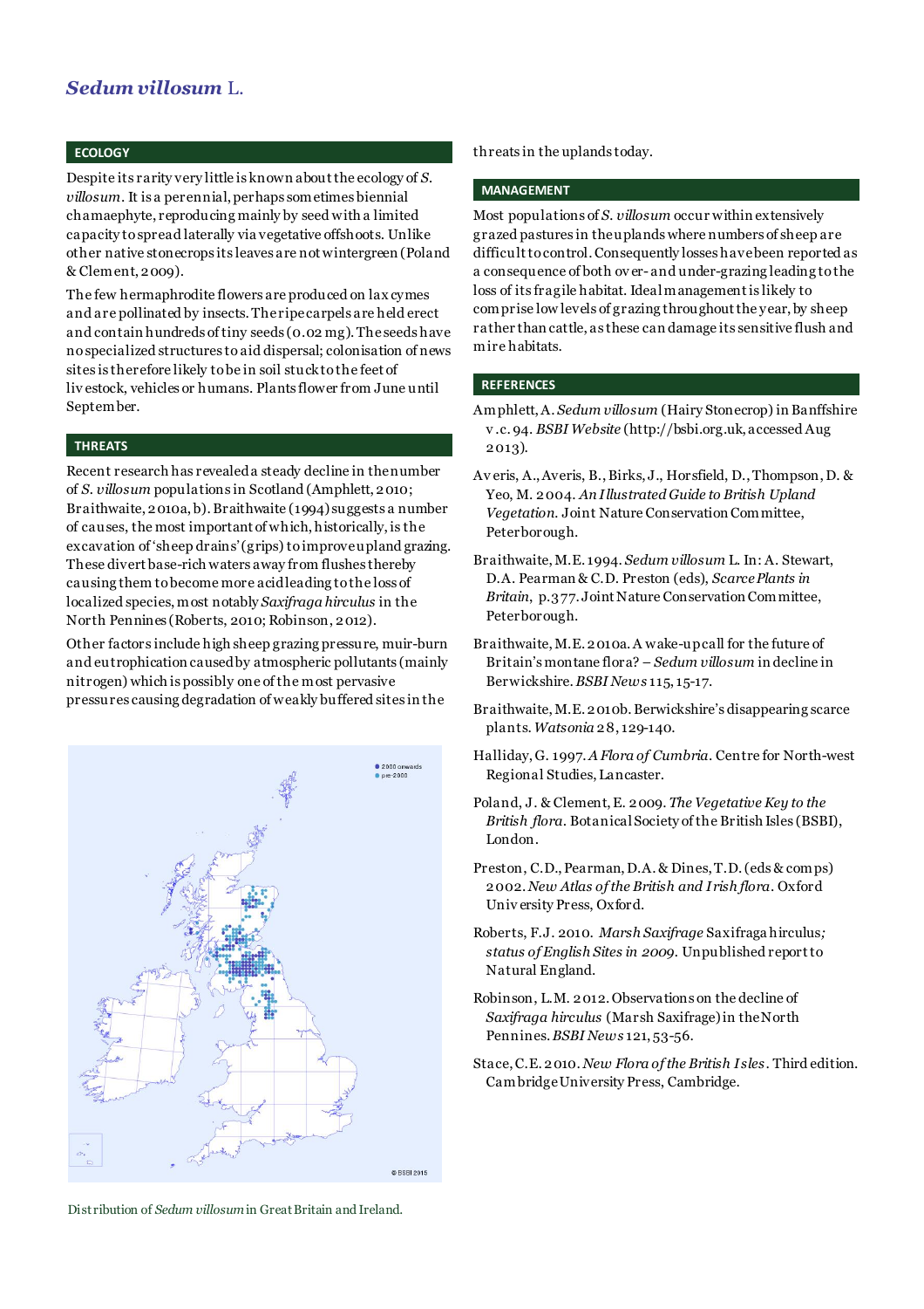# *Sedum villosum* L.

## ECOLOGY

Despite its rarity very little is known about the ecology of *S. villosum*. It is a perennial, perhaps sometimes biennial chamaephyte, reproducing mainly by seed with a limited capacity to spread laterally via vegetative offshoots. Unlike other native stonecrops its leaves are not wintergreen (Poland & Clement, 2009).

The few hermaphrodite flowers are produced on lax cymes and are pollinated by insects. The ripe carpels are held erect and contain hundreds of tiny seeds (0.02 mg). The seeds have no specialized structures to aid dispersal; colonisation of news sites is therefore likely to be in soil stuck to the feet of livestock, vehicles or humans. Plants flower from June until September.

## THREATS

Recent research has revealed a steady decline in the number of *S. villosum* populations in Scotland (Amphlett, 2010; Braithwaite, 2010a, b). Braithwaite (1994) suggests a number of causes, the most important of which, historically, is the excavation of 'sheep drains' (grips) to improve upland grazing. These divert base-rich waters away from flushes thereby causing them to become more acid leading to the loss of localized species, most notably *Saxifraga hirculus* in the North Pennines (Roberts, 2010; Robinson, 2012).

Other factors include high sheep grazing pressure, muir-burn and eutrophication caused by atmospheric pollutants (mainly nitrogen) which is possibly one of the most pervasive pressures causing degradation of weakly buffered sites in the threats in the uplands today.

Distribution of *Sedum villosum* in Great Britain and Ireland.

## MANAGEMENT

Most populations of *S. villosum* occur within extensively grazed pastures in the uplands where numbers of sheep are difficult to control. Consequently losses have been reported as a consequence of both over- and under-grazing leading to the loss of its fragile habitat. Ideal management is likely to comprise low levels of grazing throughout the year, by sheep rather than cattle, as these can damage its sensitive flush and mire habitats.

## REFERENCES

Amphlett, A. *Sedum villosum* (Hairy Stonecrop) in Banffshire v.c. 94. *BSBI Website* (http://bsbi.org.uk, accessed Aug 2013).

Averis, A., Averis, B., Birks, J., Horsfield, D., Thompson, D. & Yeo, M. 2004. *An Illustrated Guide to British Upland Vegetation*. Joint Nature Conservation Committee, Peterborough.

Braithwaite, M.E. 1994. *Sedum villosum* L. In: A. Stewart, D.A. Pearman & C.D. Preston (eds), *Scarce Plants in Britain*, p.377. Joint Nature Conservation Committee, Peterborough.

Braithwaite, M.E. 2010a. A wake-up call for the future of Britain's montane flora? – *Sedum villosum* in decline in Berwickshire. *BSBI News* 115, 15-17.

Braithwaite, M.E. 2010b. Berwickshire's disappearing scarce plants. *Watsonia* 28, 129-140.

Halliday, G. 1997. *A Flora of Cumbria*. Centre for North-west Regional Studies, Lancaster.

Poland, J. & Clement, E. 2009. *The Vegetative Key to the British flora*. Botanical Society of the British Isles (BSBI), London.

Preston, C.D., Pearman, D.A. & Dines, T.D. (eds & comps) 2002. *New Atlas of the British and Irish flora*. Oxford University Press, Oxford.

Roberts, F.J. 2010. *Marsh Saxifrage* Saxifraga hirculus; *status of English Sites in 2009*. Unpublished report to Natural England.

Robinson, L.M. 2012. Observations on the decline of *Saxifraga hirculus* (Marsh Saxifrage) in the North Pennines. *BSBI News* 121, 53-56.

Stace, C.E. 2010. *New Flora of the British Isles*. Third edition. Cambridge University Press, Cambridge.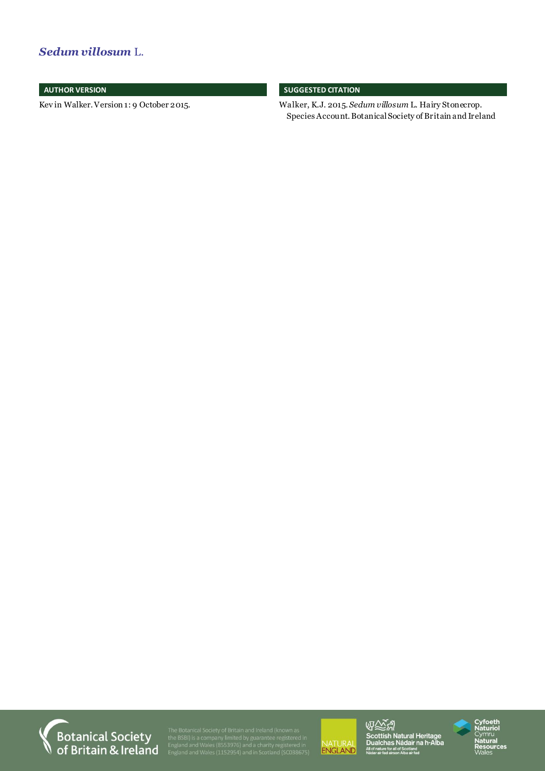*Sedum villosum* L.

**AUTHOR VERSION**

Kevin Walker. Version 1: 9 October 2015.

**SUGGESTED CITATION**

Walker, K.J. 2015. *Sedum villosum* L. Hairy Stonecrop. Species Account. Botanical Society of Britain and Ireland

The Botanical Society of Britain and Ireland (known as the BSBI) is a company limited by guarantee registered in England and Wales (8553976) and a charity registered in England and Wales (1152954) and in Scotland (SC038675)